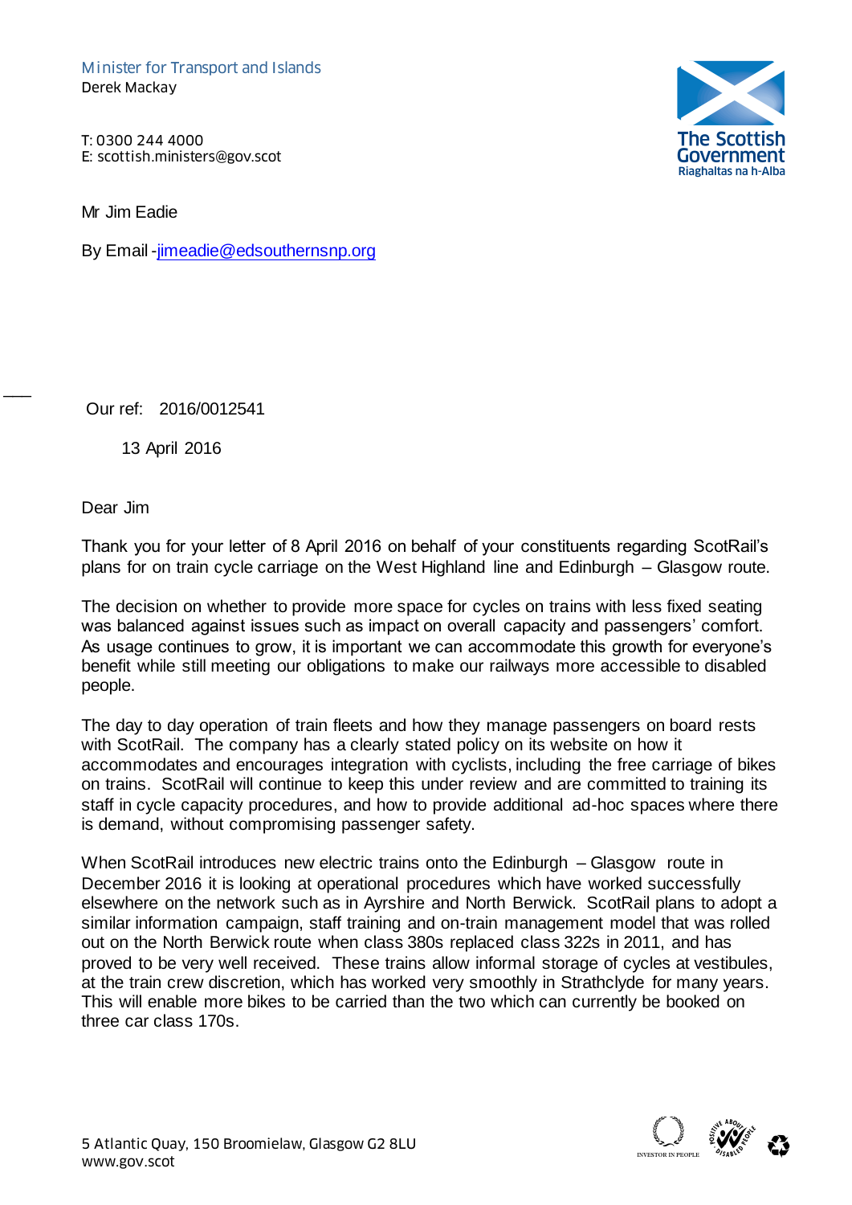Minister for Transport and Islands
Derek Mackay

T: 0300 244 4000
E: scottish.ministers@gov.scot

The Scottish Government
Riaghaltas na h-Alba

Mr Jim Eadie

By Email - jimeadie@edsouthernsnp.org

Our ref: 2016/0012541

13 April 2016

Dear Jim

Thank you for your letter of 8 April 2016 on behalf of your constituents regarding ScotRail's plans for on train cycle carriage on the West Highland line and Edinburgh – Glasgow route.

The decision on whether to provide more space for cycles on trains with less fixed seating was balanced against issues such as impact on overall capacity and passengers' comfort. As usage continues to grow, it is important we can accommodate this growth for everyone's benefit while still meeting our obligations to make our railways more accessible to disabled people.

The day to day operation of train fleets and how they manage passengers on board rests with ScotRail. The company has a clearly stated policy on its website on how it accommodates and encourages integration with cyclists, including the free carriage of bikes on trains. ScotRail will continue to keep this under review and are committed to training its staff in cycle capacity procedures, and how to provide additional ad-hoc spaces where there is demand, without compromising passenger safety.

When ScotRail introduces new electric trains onto the Edinburgh – Glasgow route in December 2016 it is looking at operational procedures which have worked successfully elsewhere on the network such as in Ayrshire and North Berwick. ScotRail plans to adopt a similar information campaign, staff training and on-train management model that was rolled out on the North Berwick route when class 380s replaced class 322s in 2011, and has proved to be very well received. These trains allow informal storage of cycles at vestibules, at the train crew discretion, which has worked very smoothly in Strathclyde for many years. This will enable more bikes to be carried than the two which can currently be booked on three car class 170s.

5 Atlantic Quay, 150 Broomielaw, Glasgow G2 8LU
www.gov.scot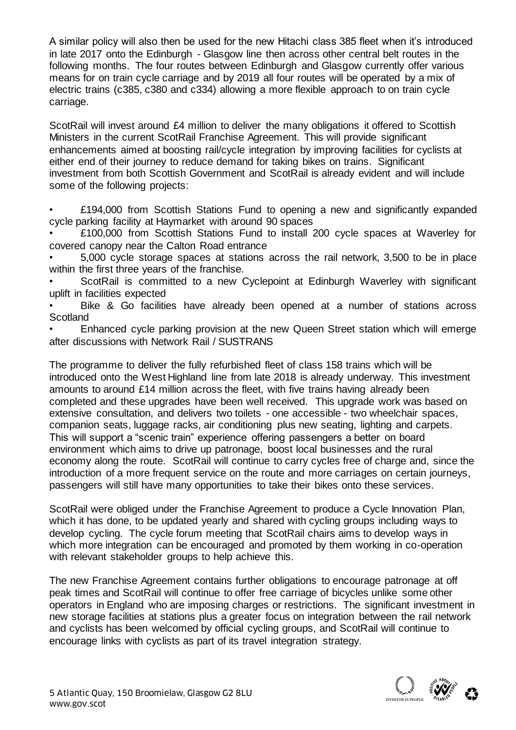A similar policy will also then be used for the new Hitachi class 385 fleet when it's introduced in late 2017 onto the Edinburgh - Glasgow line then across other central belt routes in the following months. The four routes between Edinburgh and Glasgow currently offer various means for on train cycle carriage and by 2019 all four routes will be operated by a mix of electric trains (c385, c380 and c334) allowing a more flexible approach to on train cycle carriage.

ScotRail will invest around £4 million to deliver the many obligations it offered to Scottish Ministers in the current ScotRail Franchise Agreement. This will provide significant enhancements aimed at boosting rail/cycle integration by improving facilities for cyclists at either end of their journey to reduce demand for taking bikes on trains. Significant investment from both Scottish Government and ScotRail is already evident and will include some of the following projects:

- £194,000 from Scottish Stations Fund to opening a new and significantly expanded cycle parking facility at Haymarket with around 90 spaces
- £100,000 from Scottish Stations Fund to install 200 cycle spaces at Waverley for covered canopy near the Calton Road entrance
- 5,000 cycle storage spaces at stations across the rail network, 3,500 to be in place within the first three years of the franchise.
- ScotRail is committed to a new Cyclepoint at Edinburgh Waverley with significant uplift in facilities expected
- Bike & Go facilities have already been opened at a number of stations across Scotland
- Enhanced cycle parking provision at the new Queen Street station which will emerge after discussions with Network Rail / SUSTRANS

The programme to deliver the fully refurbished fleet of class 158 trains which will be introduced onto the West Highland line from late 2018 is already underway. This investment amounts to around £14 million across the fleet, with five trains having already been completed and these upgrades have been well received. This upgrade work was based on extensive consultation, and delivers two toilets - one accessible - two wheelchair spaces, companion seats, luggage racks, air conditioning plus new seating, lighting and carpets. This will support a "scenic train" experience offering passengers a better on board environment which aims to drive up patronage, boost local businesses and the rural economy along the route. ScotRail will continue to carry cycles free of charge and, since the introduction of a more frequent service on the route and more carriages on certain journeys, passengers will still have many opportunities to take their bikes onto these services.

ScotRail were obliged under the Franchise Agreement to produce a Cycle Innovation Plan, which it has done, to be updated yearly and shared with cycling groups including ways to develop cycling. The cycle forum meeting that ScotRail chairs aims to develop ways in which more integration can be encouraged and promoted by them working in co-operation with relevant stakeholder groups to help achieve this.

The new Franchise Agreement contains further obligations to encourage patronage at off peak times and ScotRail will continue to offer free carriage of bicycles unlike some other operators in England who are imposing charges or restrictions. The significant investment in new storage facilities at stations plus a greater focus on integration between the rail network and cyclists has been welcomed by official cycling groups, and ScotRail will continue to encourage links with cyclists as part of its travel integration strategy.

5 Atlantic Quay, 150 Broomielaw, Glasgow G2 8LU
www.gov.scot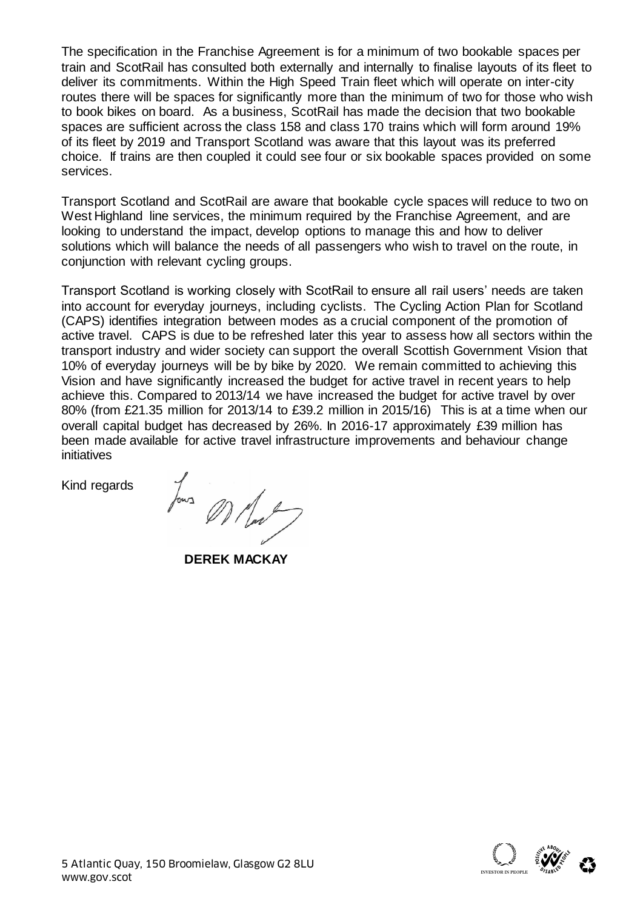The specification in the Franchise Agreement is for a minimum of two bookable spaces per train and ScotRail has consulted both externally and internally to finalise layouts of its fleet to deliver its commitments. Within the High Speed Train fleet which will operate on inter-city routes there will be spaces for significantly more than the minimum of two for those who wish to book bikes on board. As a business, ScotRail has made the decision that two bookable spaces are sufficient across the class 158 and class 170 trains which will form around 19% of its fleet by 2019 and Transport Scotland was aware that this layout was its preferred choice. If trains are then coupled it could see four or six bookable spaces provided on some services.

Transport Scotland and ScotRail are aware that bookable cycle spaces will reduce to two on West Highland line services, the minimum required by the Franchise Agreement, and are looking to understand the impact, develop options to manage this and how to deliver solutions which will balance the needs of all passengers who wish to travel on the route, in conjunction with relevant cycling groups.

Transport Scotland is working closely with ScotRail to ensure all rail users' needs are taken into account for everyday journeys, including cyclists. The Cycling Action Plan for Scotland (CAPS) identifies integration between modes as a crucial component of the promotion of active travel. CAPS is due to be refreshed later this year to assess how all sectors within the transport industry and wider society can support the overall Scottish Government Vision that 10% of everyday journeys will be by bike by 2020. We remain committed to achieving this Vision and have significantly increased the budget for active travel in recent years to help achieve this. Compared to 2013/14 we have increased the budget for active travel by over 80% (from £21.35 million for 2013/14 to £39.2 million in 2015/16) This is at a time when our overall capital budget has decreased by 26%. In 2016-17 approximately £39 million has been made available for active travel infrastructure improvements and behaviour change initiatives

Kind regards

**DEREK MACKAY**

5 Atlantic Quay, 150 Broomielaw, Glasgow G2 8LU
www.gov.scot